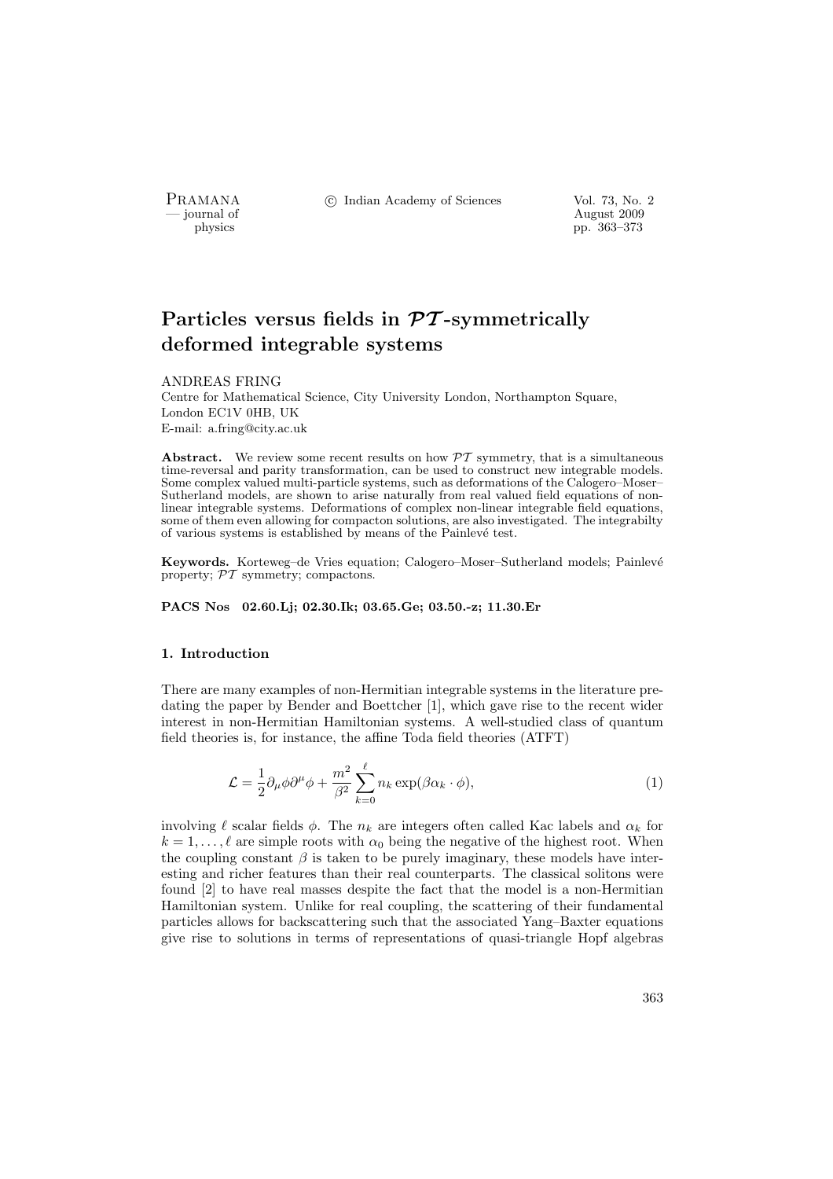# Particles versus fields in $\mathcal{PT}$-symmetrically deformed integrable systems

ANDREAS FRING

Centre for Mathematical Science, City University London, Northampton Square, London EC1V 0HB, UK

E-mail: a.fring@city.ac.uk

**Abstract.** We review some recent results on how $\mathcal{PT}$ symmetry, that is a simultaneous time-reversal and parity transformation, can be used to construct new integrable models. Some complex valued multi-particle systems, such as deformations of the Calogero–Moser–Sutherland models, are shown to arise naturally from real valued field equations of non-linear integrable systems. Deformations of complex non-linear integrable field equations, some of them even allowing for compacton solutions, are also investigated. The integrabilty of various systems is established by means of the Painlevé test.

**Keywords.** Korteweg–de Vries equation; Calogero–Moser–Sutherland models; Painlevé property; $\mathcal{PT}$ symmetry; compactons.

**PACS Nos** 02.60.Lj; 02.30.Ik; 03.65.Ge; 03.50.-z; 11.30.Er

### 1. Introduction

There are many examples of non-Hermitian integrable systems in the literature predating the paper by Bender and Boettcher [1], which gave rise to the recent wider interest in non-Hermitian Hamiltonian systems. A well-studied class of quantum field theories is, for instance, the affine Toda field theories (ATFT)

$$\mathcal{L} = \frac{1}{2}\partial_\mu\phi\partial^\mu\phi + \frac{m^2}{\beta^2}\sum_{k=0}^{\ell} n_k \exp(\beta\alpha_k \cdot \phi), \tag{1}$$

involving $\ell$ scalar fields $\phi$. The $n_k$ are integers often called Kac labels and $\alpha_k$ for $k = 1, \ldots, \ell$ are simple roots with $\alpha_0$ being the negative of the highest root. When the coupling constant $\beta$ is taken to be purely imaginary, these models have interesting and richer features than their real counterparts. The classical solitons were found [2] to have real masses despite the fact that the model is a non-Hermitian Hamiltonian system. Unlike for real coupling, the scattering of their fundamental particles allows for backscattering such that the associated Yang–Baxter equations give rise to solutions in terms of representations of quasi-triangle Hopf algebras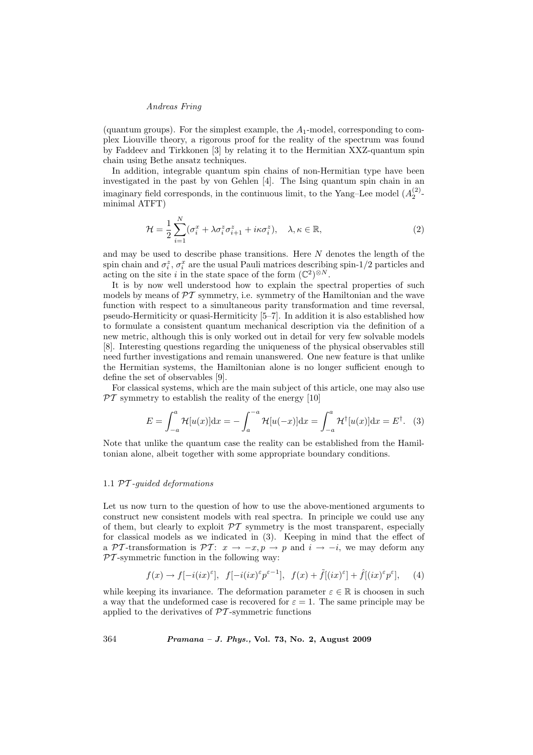(quantum groups). For the simplest example, the $A_1$-model, corresponding to complex Liouville theory, a rigorous proof for the reality of the spectrum was found by Faddeev and Tirkkonen [3] by relating it to the Hermitian XXZ-quantum spin chain using Bethe ansatz techniques.

In addition, integrable quantum spin chains of non-Hermitian type have been investigated in the past by von Gehlen [4]. The Ising quantum spin chain in an imaginary field corresponds, in the continuous limit, to the Yang–Lee model ($A_2^{(2)}$-minimal ATFT)

$$\mathcal{H} = \frac{1}{2}\sum_{i=1}^{N}(\sigma_i^x + \lambda\sigma_i^z\sigma_{i+1}^z + i\kappa\sigma_i^z), \quad \lambda, \kappa \in \mathbb{R}, \tag{2}$$

and may be used to describe phase transitions. Here $N$ denotes the length of the spin chain and $\sigma_i^z$, $\sigma_i^x$ are the usual Pauli matrices describing spin-1/2 particles and acting on the site $i$ in the state space of the form $(\mathbb{C}^2)^{\otimes N}$.

It is by now well understood how to explain the spectral properties of such models by means of $\mathcal{PT}$ symmetry, i.e. symmetry of the Hamiltonian and the wave function with respect to a simultaneous parity transformation and time reversal, pseudo-Hermiticity or quasi-Hermiticity [5–7]. In addition it is also established how to formulate a consistent quantum mechanical description via the definition of a new metric, although this is only worked out in detail for very few solvable models [8]. Interesting questions regarding the uniqueness of the physical observables still need further investigations and remain unanswered. One new feature is that unlike the Hermitian systems, the Hamiltonian alone is no longer sufficient enough to define the set of observables [9].

For classical systems, which are the main subject of this article, one may also use $\mathcal{PT}$ symmetry to establish the reality of the energy [10]

$$E = \int_{-a}^{a}\mathcal{H}[u(x)]\mathrm{d}x = -\int_{a}^{-a}\mathcal{H}[u(-x)]\mathrm{d}x = \int_{-a}^{a}\mathcal{H}^{\dagger}[u(x)]\mathrm{d}x = E^{\dagger}. \tag{3}$$

Note that unlike the quantum case the reality can be established from the Hamiltonian alone, albeit together with some appropriate boundary conditions.

### 1.1 $\mathcal{PT}$-guided deformations

Let us now turn to the question of how to use the above-mentioned arguments to construct new consistent models with real spectra. In principle we could use any of them, but clearly to exploit $\mathcal{PT}$ symmetry is the most transparent, especially for classical models as we indicated in (3). Keeping in mind that the effect of a $\mathcal{PT}$-transformation is $\mathcal{PT}$: $x \to -x, p \to p$ and $i \to -i$, we may deform any $\mathcal{PT}$-symmetric function in the following way:

$$f(x) \to f[-i(ix)^{\varepsilon}], \;\; f[-i(ix)^{\varepsilon}p^{\varepsilon-1}], \;\; f(x) + \tilde{f}[(ix)^{\varepsilon}] + \hat{f}[(ix)^{\varepsilon}p^{\varepsilon}], \tag{4}$$

while keeping its invariance. The deformation parameter $\varepsilon \in \mathbb{R}$ is choosen in such a way that the undeformed case is recovered for $\varepsilon = 1$. The same principle may be applied to the derivatives of $\mathcal{PT}$-symmetric functions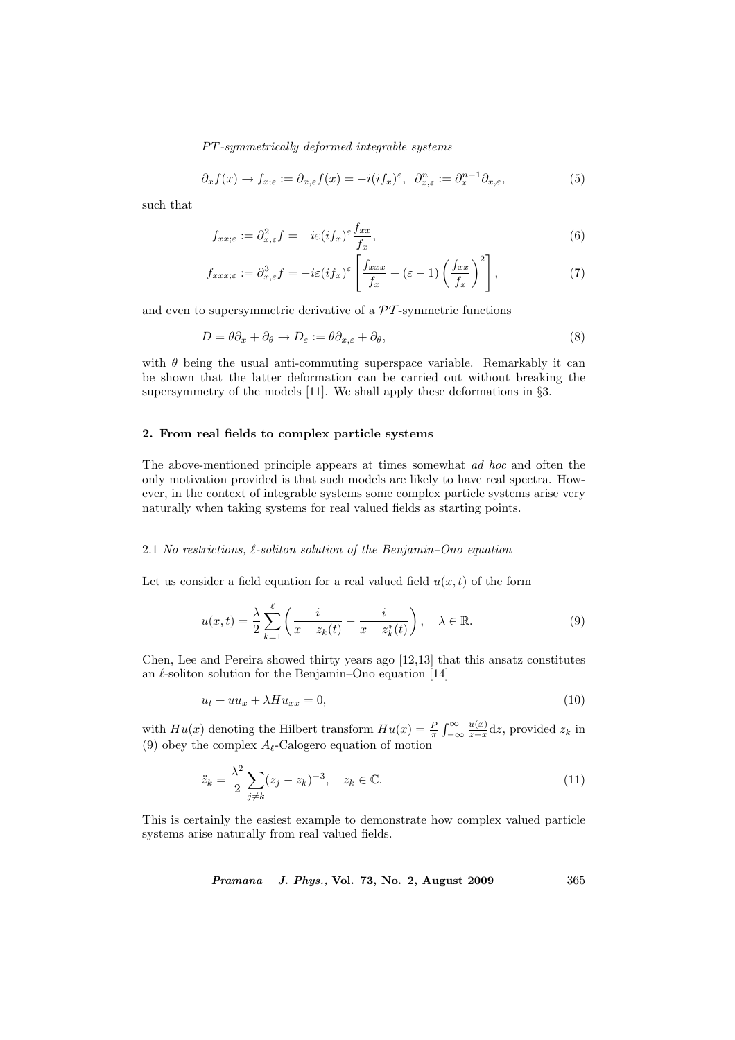$$\partial_x f(x) \to f_{x;\varepsilon} := \partial_{x,\varepsilon} f(x) = -i(if_x)^\varepsilon, \quad \partial_{x,\varepsilon}^n := \partial_x^{n-1}\partial_{x,\varepsilon}, \tag{5}$$

such that

$$f_{xx;\varepsilon} := \partial_{x,\varepsilon}^2 f = -i\varepsilon(if_x)^\varepsilon \frac{f_{xx}}{f_x}, \tag{6}$$

$$f_{xxx;\varepsilon} := \partial_{x,\varepsilon}^3 f = -i\varepsilon(if_x)^\varepsilon \left[ \frac{f_{xxx}}{f_x} + (\varepsilon - 1)\left(\frac{f_{xx}}{f_x}\right)^2 \right], \tag{7}$$

and even to supersymmetric derivative of a $\mathcal{PT}$-symmetric functions

$$D = \theta\partial_x + \partial_\theta \to D_\varepsilon := \theta\partial_{x,\varepsilon} + \partial_\theta, \tag{8}$$

with $\theta$ being the usual anti-commuting superspace variable. Remarkably it can be shown that the latter deformation can be carried out without breaking the supersymmetry of the models [11]. We shall apply these deformations in §3.

## 2. From real fields to complex particle systems

The above-mentioned principle appears at times somewhat *ad hoc* and often the only motivation provided is that such models are likely to have real spectra. However, in the context of integrable systems some complex particle systems arise very naturally when taking systems for real valued fields as starting points.

### 2.1 *No restrictions, $\ell$-soliton solution of the Benjamin–Ono equation*

Let us consider a field equation for a real valued field $u(x,t)$ of the form

$$u(x,t) = \frac{\lambda}{2}\sum_{k=1}^{\ell}\left(\frac{i}{x - z_k(t)} - \frac{i}{x - z_k^*(t)}\right), \quad \lambda \in \mathbb{R}. \tag{9}$$

Chen, Lee and Pereira showed thirty years ago [12,13] that this ansatz constitutes an $\ell$-soliton solution for the Benjamin–Ono equation [14]

$$u_t + uu_x + \lambda H u_{xx} = 0, \tag{10}$$

with $Hu(x)$ denoting the Hilbert transform $Hu(x) = \frac{P}{\pi}\int_{-\infty}^{\infty}\frac{u(x)}{z-x}\mathrm{d}z$, provided $z_k$ in (9) obey the complex $A_\ell$-Calogero equation of motion

$$\ddot{z}_k = \frac{\lambda^2}{2}\sum_{j\neq k}(z_j - z_k)^{-3}, \quad z_k \in \mathbb{C}. \tag{11}$$

This is certainly the easiest example to demonstrate how complex valued particle systems arise naturally from real valued fields.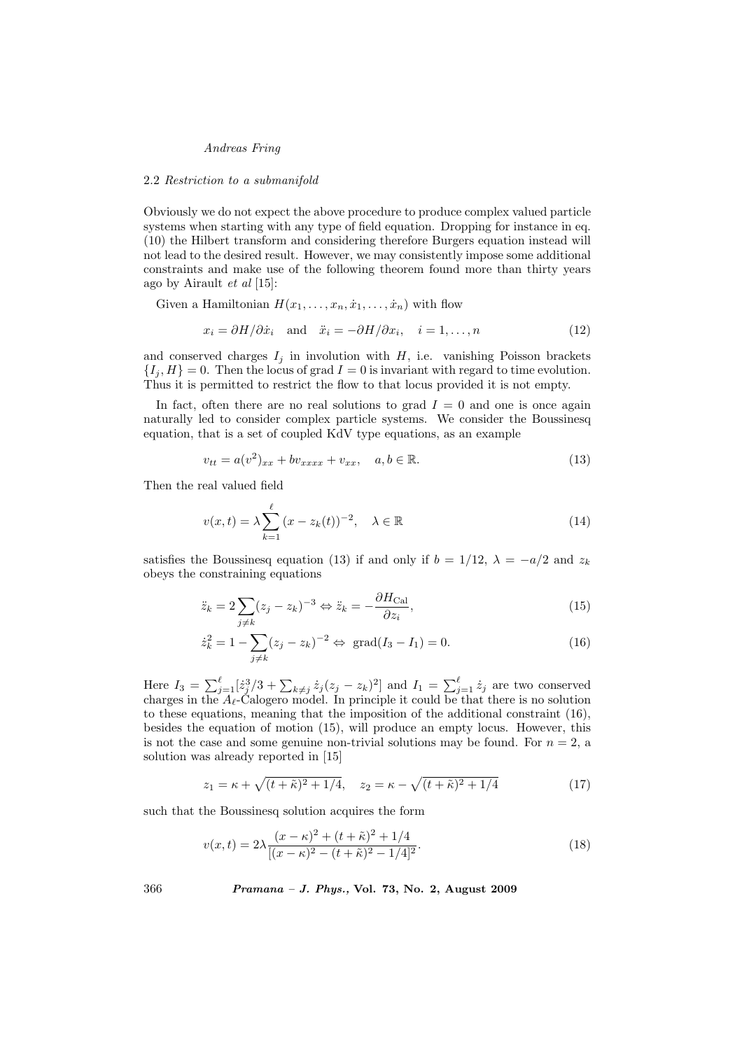### 2.2 *Restriction to a submanifold*

Obviously we do not expect the above procedure to produce complex valued particle systems when starting with any type of field equation. Dropping for instance in eq. (10) the Hilbert transform and considering therefore Burgers equation instead will not lead to the desired result. However, we may consistently impose some additional constraints and make use of the following theorem found more than thirty years ago by Airault *et al* [15]:

Given a Hamiltonian $H(x_1,\ldots,x_n,\dot{x}_1,\ldots,\dot{x}_n)$ with flow

$$x_i = \partial H/\partial \dot{x}_i \quad \text{and} \quad \ddot{x}_i = -\partial H/\partial x_i, \quad i = 1,\ldots,n \tag{12}$$

and conserved charges $I_j$ in involution with $H$, i.e. vanishing Poisson brackets $\{I_j, H\} = 0$. Then the locus of grad $I = 0$ is invariant with regard to time evolution. Thus it is permitted to restrict the flow to that locus provided it is not empty.

In fact, often there are no real solutions to grad $I = 0$ and one is once again naturally led to consider complex particle systems. We consider the Boussinesq equation, that is a set of coupled KdV type equations, as an example

$$v_{tt} = a(v^2)_{xx} + bv_{xxxx} + v_{xx}, \quad a, b \in \mathbb{R}. \tag{13}$$

Then the real valued field

$$v(x,t) = \lambda \sum_{k=1}^{\ell} (x - z_k(t))^{-2}, \quad \lambda \in \mathbb{R} \tag{14}$$

satisfies the Boussinesq equation (13) if and only if $b = 1/12$, $\lambda = -a/2$ and $z_k$ obeys the constraining equations

$$\ddot{z}_k = 2\sum_{j\neq k} (z_j - z_k)^{-3} \Leftrightarrow \ddot{z}_k = -\frac{\partial H_{\text{Cal}}}{\partial z_i}, \tag{15}$$

$$\dot{z}_k^2 = 1 - \sum_{j\neq k} (z_j - z_k)^{-2} \Leftrightarrow \text{ grad}(I_3 - I_1) = 0. \tag{16}$$

Here $I_3 = \sum_{j=1}^{\ell} [\dot{z}_j^3/3 + \sum_{k\neq j} \dot{z}_j (z_j - z_k)^2]$ and $I_1 = \sum_{j=1}^{\ell} \dot{z}_j$ are two conserved charges in the $A_\ell$-Calogero model. In principle it could be that there is no solution to these equations, meaning that the imposition of the additional constraint (16), besides the equation of motion (15), will produce an empty locus. However, this is not the case and some genuine non-trivial solutions may be found. For $n = 2$, a solution was already reported in [15]

$$z_1 = \kappa + \sqrt{(t+\tilde{\kappa})^2 + 1/4}, \quad z_2 = \kappa - \sqrt{(t+\tilde{\kappa})^2 + 1/4} \tag{17}$$

such that the Boussinesq solution acquires the form

$$v(x,t) = 2\lambda \frac{(x-\kappa)^2 + (t+\tilde{\kappa})^2 + 1/4}{[(x-\kappa)^2 - (t+\tilde{\kappa})^2 - 1/4]^2}. \tag{18}$$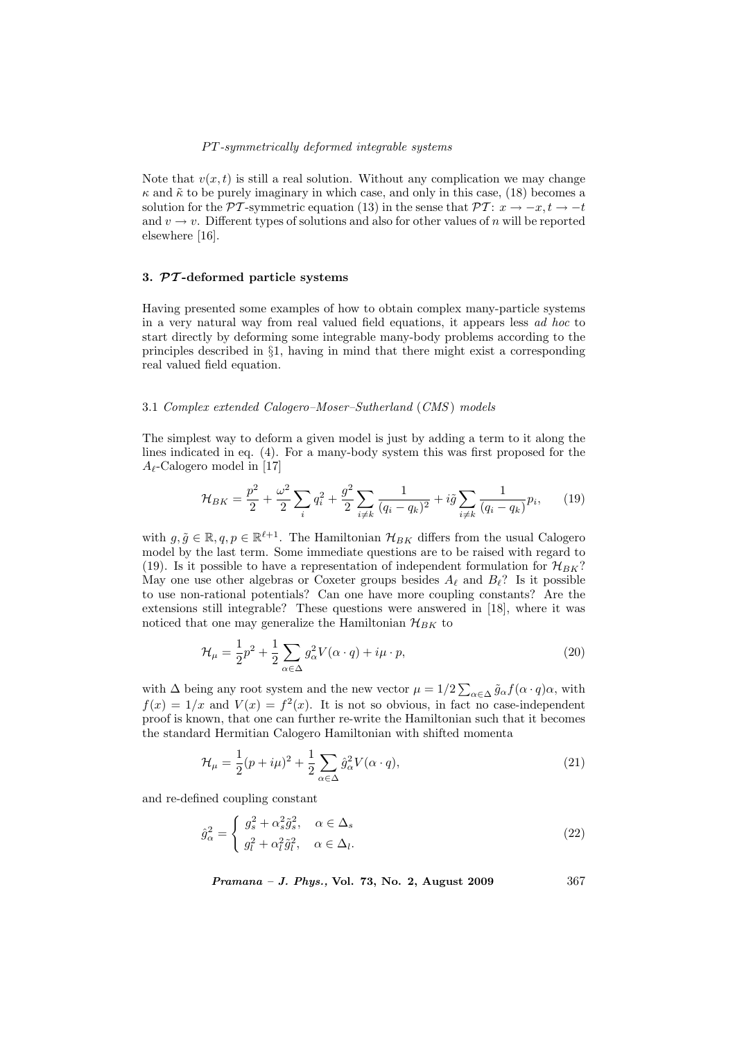Note that $v(x,t)$ is still a real solution. Without any complication we may change $\kappa$ and $\tilde{\kappa}$ to be purely imaginary in which case, and only in this case, (18) becomes a solution for the $\mathcal{PT}$-symmetric equation (13) in the sense that $\mathcal{PT}$: $x \to -x, t \to -t$ and $v \to v$. Different types of solutions and also for other values of $n$ will be reported elsewhere [16].

## 3. $\mathcal{PT}$-deformed particle systems

Having presented some examples of how to obtain complex many-particle systems in a very natural way from real valued field equations, it appears less *ad hoc* to start directly by deforming some integrable many-body problems according to the principles described in §1, having in mind that there might exist a corresponding real valued field equation.

### 3.1 *Complex extended Calogero–Moser–Sutherland (CMS) models*

The simplest way to deform a given model is just by adding a term to it along the lines indicated in eq. (4). For a many-body system this was first proposed for the $A_\ell$-Calogero model in [17]

$$\mathcal{H}_{BK} = \frac{p^2}{2} + \frac{\omega^2}{2}\sum_i q_i^2 + \frac{g^2}{2}\sum_{i\neq k}\frac{1}{(q_i - q_k)^2} + i\tilde{g}\sum_{i\neq k}\frac{1}{(q_i - q_k)}p_i, \qquad (19)$$

with $g, \tilde{g} \in \mathbb{R}, q, p \in \mathbb{R}^{\ell+1}$. The Hamiltonian $\mathcal{H}_{BK}$ differs from the usual Calogero model by the last term. Some immediate questions are to be raised with regard to (19). Is it possible to have a representation of independent formulation for $\mathcal{H}_{BK}$? May one use other algebras or Coxeter groups besides $A_\ell$ and $B_\ell$? Is it possible to use non-rational potentials? Can one have more coupling constants? Are the extensions still integrable? These questions were answered in [18], where it was noticed that one may generalize the Hamiltonian $\mathcal{H}_{BK}$ to

$$\mathcal{H}_\mu = \frac{1}{2}p^2 + \frac{1}{2}\sum_{\alpha\in\Delta} g_\alpha^2 V(\alpha\cdot q) + i\mu\cdot p, \qquad (20)$$

with $\Delta$ being any root system and the new vector $\mu = 1/2\sum_{\alpha\in\Delta}\tilde{g}_\alpha f(\alpha\cdot q)\alpha$, with $f(x) = 1/x$ and $V(x) = f^2(x)$. It is not so obvious, in fact no case-independent proof is known, that one can further re-write the Hamiltonian such that it becomes the standard Hermitian Calogero Hamiltonian with shifted momenta

$$\mathcal{H}_\mu = \frac{1}{2}(p + i\mu)^2 + \frac{1}{2}\sum_{\alpha\in\Delta}\hat{g}_\alpha^2 V(\alpha\cdot q), \qquad (21)$$

and re-defined coupling constant

$$\hat{g}_\alpha^2 = \begin{cases} g_s^2 + \alpha_s^2\tilde{g}_s^2, & \alpha\in\Delta_s \\ g_l^2 + \alpha_l^2\tilde{g}_l^2, & \alpha\in\Delta_l. \end{cases} \qquad (22)$$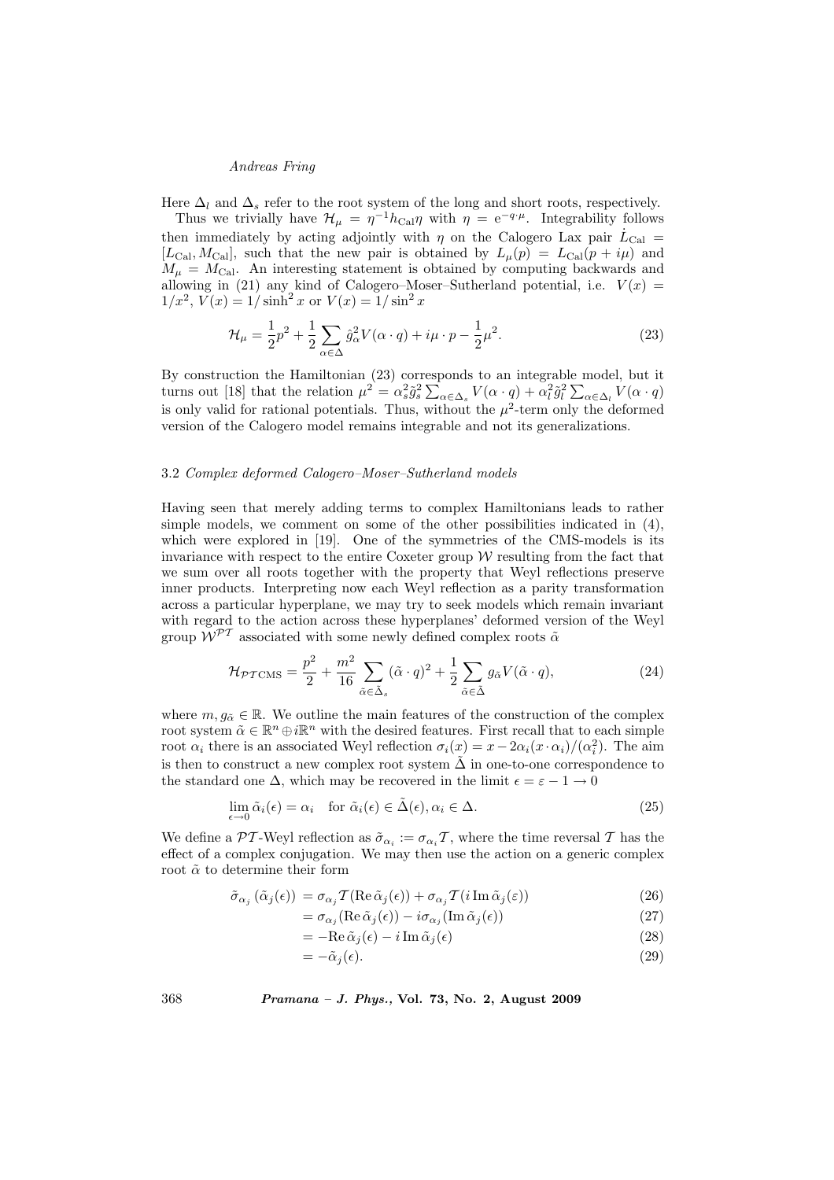Here $\Delta_l$ and $\Delta_s$ refer to the root system of the long and short roots, respectively.

Thus we trivially have $\mathcal{H}_\mu = \eta^{-1} h_{\text{Cal}} \eta$ with $\eta = \mathrm{e}^{-q \cdot \mu}$. Integrability follows then immediately by acting adjointly with $\eta$ on the Calogero Lax pair $\dot{L}_{\text{Cal}} = [L_{\text{Cal}}, M_{\text{Cal}}]$, such that the new pair is obtained by $L_\mu(p) = L_{\text{Cal}}(p + i\mu)$ and $M_\mu = M_{\text{Cal}}$. An interesting statement is obtained by computing backwards and allowing in (21) any kind of Calogero–Moser–Sutherland potential, i.e. $V(x) = 1/x^2$, $V(x) = 1/\sinh^2 x$ or $V(x) = 1/\sin^2 x$

$$\mathcal{H}_\mu = \frac{1}{2} p^2 + \frac{1}{2} \sum_{\alpha \in \Delta} \hat{g}_\alpha^2 V(\alpha \cdot q) + i\mu \cdot p - \frac{1}{2}\mu^2. \tag{23}$$

By construction the Hamiltonian (23) corresponds to an integrable model, but it turns out [18] that the relation $\mu^2 = \alpha_s^2 \tilde{g}_s^2 \sum_{\alpha \in \Delta_s} V(\alpha \cdot q) + \alpha_l^2 \tilde{g}_l^2 \sum_{\alpha \in \Delta_l} V(\alpha \cdot q)$ is only valid for rational potentials. Thus, without the $\mu^2$-term only the deformed version of the Calogero model remains integrable and not its generalizations.

### 3.2 *Complex deformed Calogero–Moser–Sutherland models*

Having seen that merely adding terms to complex Hamiltonians leads to rather simple models, we comment on some of the other possibilities indicated in (4), which were explored in [19]. One of the symmetries of the CMS-models is its invariance with respect to the entire Coxeter group $\mathcal{W}$ resulting from the fact that we sum over all roots together with the property that Weyl reflections preserve inner products. Interpreting now each Weyl reflection as a parity transformation across a particular hyperplane, we may try to seek models which remain invariant with regard to the action across these hyperplanes' deformed version of the Weyl group $\mathcal{W}^{\mathcal{PT}}$ associated with some newly defined complex roots $\tilde{\alpha}$

$$\mathcal{H}_{\mathcal{PT}\text{CMS}} = \frac{p^2}{2} + \frac{m^2}{16} \sum_{\tilde{\alpha} \in \tilde{\Delta}_s} (\tilde{\alpha} \cdot q)^2 + \frac{1}{2} \sum_{\tilde{\alpha} \in \tilde{\Delta}} g_{\tilde{\alpha}} V(\tilde{\alpha} \cdot q), \tag{24}$$

where $m, g_{\tilde{\alpha}} \in \mathbb{R}$. We outline the main features of the construction of the complex root system $\tilde{\alpha} \in \mathbb{R}^n \oplus i\mathbb{R}^n$ with the desired features. First recall that to each simple root $\alpha_i$ there is an associated Weyl reflection $\sigma_i(x) = x - 2\alpha_i (x \cdot \alpha_i)/(\alpha_i^2)$. The aim is then to construct a new complex root system $\tilde{\Delta}$ in one-to-one correspondence to the standard one $\Delta$, which may be recovered in the limit $\epsilon = \varepsilon - 1 \to 0$

$$\lim_{\epsilon \to 0} \tilde{\alpha}_i(\epsilon) = \alpha_i \quad \text{for } \tilde{\alpha}_i(\epsilon) \in \tilde{\Delta}(\epsilon), \alpha_i \in \Delta. \tag{25}$$

We define a $\mathcal{PT}$-Weyl reflection as $\tilde{\sigma}_{\alpha_i} := \sigma_{\alpha_i} \mathcal{T}$, where the time reversal $\mathcal{T}$ has the effect of a complex conjugation. We may then use the action on a generic complex root $\tilde{\alpha}$ to determine their form

$$\tilde{\sigma}_{\alpha_j}(\tilde{\alpha}_j(\epsilon)) = \sigma_{\alpha_j} \mathcal{T} (\operatorname{Re} \tilde{\alpha}_j(\epsilon)) + \sigma_{\alpha_j} \mathcal{T} (i \operatorname{Im} \tilde{\alpha}_j(\varepsilon)) \tag{26}$$

$$= \sigma_{\alpha_j}(\operatorname{Re} \tilde{\alpha}_j(\epsilon)) - i\sigma_{\alpha_j}(\operatorname{Im} \tilde{\alpha}_j(\epsilon)) \tag{27}$$

$$= -\operatorname{Re} \tilde{\alpha}_j(\epsilon) - i \operatorname{Im} \tilde{\alpha}_j(\epsilon) \tag{28}$$

$$= -\tilde{\alpha}_j(\epsilon). \tag{29}$$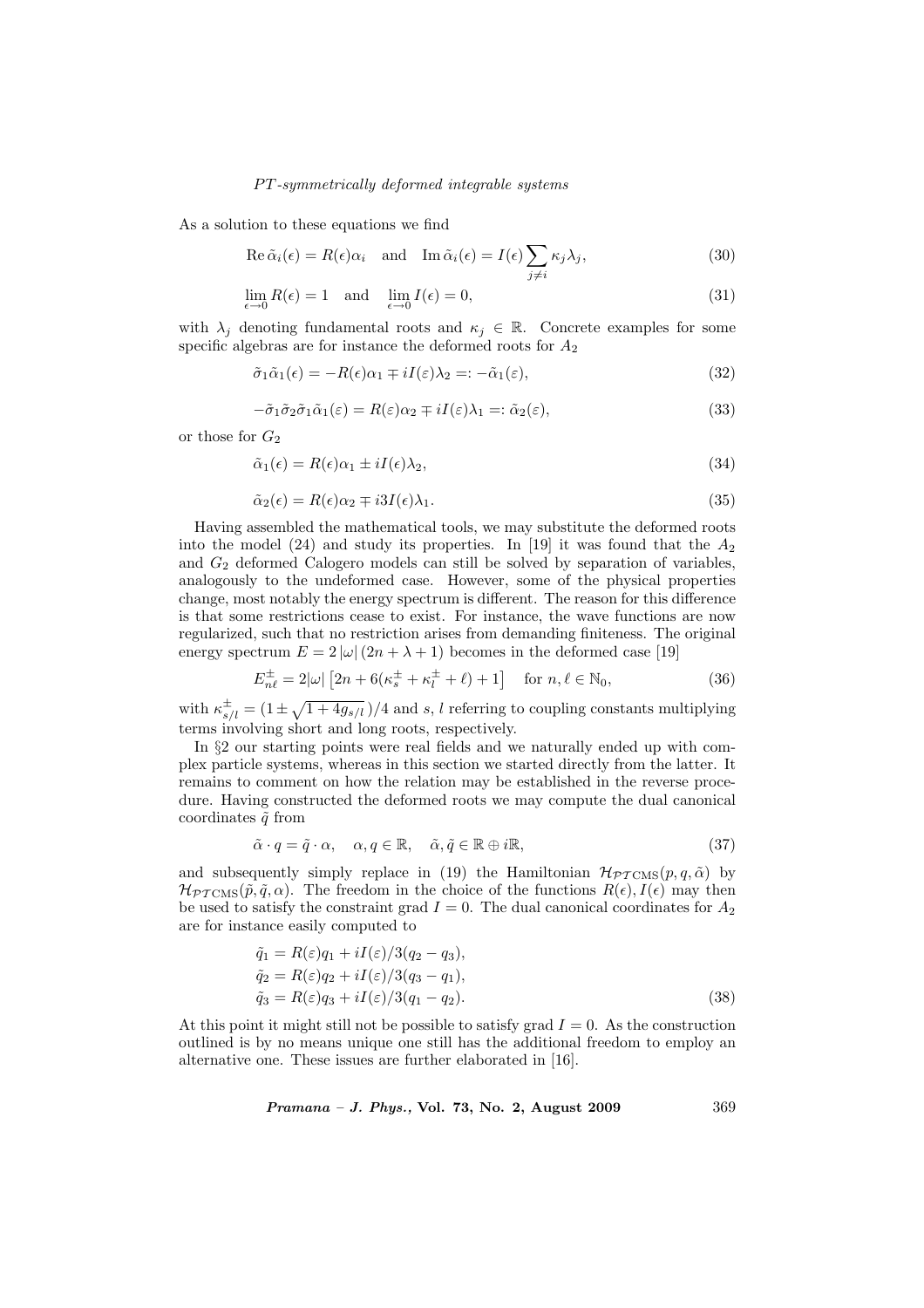As a solution to these equations we find

$$\operatorname{Re}\tilde{\alpha}_i(\epsilon) = R(\epsilon)\alpha_i \quad \text{and} \quad \operatorname{Im}\tilde{\alpha}_i(\epsilon) = I(\epsilon)\sum_{j\neq i}\kappa_j\lambda_j, \tag{30}$$

$$\lim_{\epsilon\to 0} R(\epsilon) = 1 \quad \text{and} \quad \lim_{\epsilon\to 0} I(\epsilon) = 0, \tag{31}$$

with $\lambda_j$ denoting fundamental roots and $\kappa_j \in \mathbb{R}$. Concrete examples for some specific algebras are for instance the deformed roots for $A_2$

$$\tilde{\sigma}_1\tilde{\alpha}_1(\epsilon) = -R(\epsilon)\alpha_1 \mp iI(\varepsilon)\lambda_2 =: -\tilde{\alpha}_1(\varepsilon), \tag{32}$$

$$-\tilde{\sigma}_1\tilde{\sigma}_2\tilde{\sigma}_1\tilde{\alpha}_1(\varepsilon) = R(\varepsilon)\alpha_2 \mp iI(\varepsilon)\lambda_1 =: \tilde{\alpha}_2(\varepsilon), \tag{33}$$

or those for $G_2$

$$\tilde{\alpha}_1(\epsilon) = R(\epsilon)\alpha_1 \pm iI(\epsilon)\lambda_2, \tag{34}$$

$$\tilde{\alpha}_2(\epsilon) = R(\epsilon)\alpha_2 \mp i3I(\epsilon)\lambda_1. \tag{35}$$

Having assembled the mathematical tools, we may substitute the deformed roots into the model (24) and study its properties. In [19] it was found that the $A_2$ and $G_2$ deformed Calogero models can still be solved by separation of variables, analogously to the undeformed case. However, some of the physical properties change, most notably the energy spectrum is different. The reason for this difference is that some restrictions cease to exist. For instance, the wave functions are now regularized, such that no restriction arises from demanding finiteness. The original energy spectrum $E = 2|\omega|(2n+\lambda+1)$ becomes in the deformed case [19]

$$E_{n\ell}^{\pm} = 2|\omega|\left[2n + 6(\kappa_s^{\pm} + \kappa_l^{\pm} + \ell) + 1\right] \quad \text{for } n,\ell \in \mathbb{N}_0, \tag{36}$$

with $\kappa_{s/l}^{\pm} = (1 \pm \sqrt{1+4g_{s/l}})/4$ and $s$, $l$ referring to coupling constants multiplying terms involving short and long roots, respectively.

In §2 our starting points were real fields and we naturally ended up with complex particle systems, whereas in this section we started directly from the latter. It remains to comment on how the relation may be established in the reverse procedure. Having constructed the deformed roots we may compute the dual canonical coordinates $\tilde{q}$ from

$$\tilde{\alpha}\cdot q = \tilde{q}\cdot\alpha, \quad \alpha, q \in \mathbb{R}, \quad \tilde{\alpha}, \tilde{q} \in \mathbb{R} \oplus i\mathbb{R}, \tag{37}$$

and subsequently simply replace in (19) the Hamiltonian $\mathcal{H}_{\mathcal{PT}\text{CMS}}(p,q,\tilde{\alpha})$ by $\mathcal{H}_{\mathcal{PT}\text{CMS}}(\tilde{p},\tilde{q},\alpha)$. The freedom in the choice of the functions $R(\epsilon), I(\epsilon)$ may then be used to satisfy the constraint grad $I = 0$. The dual canonical coordinates for $A_2$ are for instance easily computed to

$$\begin{aligned}
\tilde{q}_1 &= R(\varepsilon)q_1 + iI(\varepsilon)/3(q_2 - q_3), \\
\tilde{q}_2 &= R(\varepsilon)q_2 + iI(\varepsilon)/3(q_3 - q_1), \\
\tilde{q}_3 &= R(\varepsilon)q_3 + iI(\varepsilon)/3(q_1 - q_2).
\end{aligned} \tag{38}$$

At this point it might still not be possible to satisfy grad $I = 0$. As the construction outlined is by no means unique one still has the additional freedom to employ an alternative one. These issues are further elaborated in [16].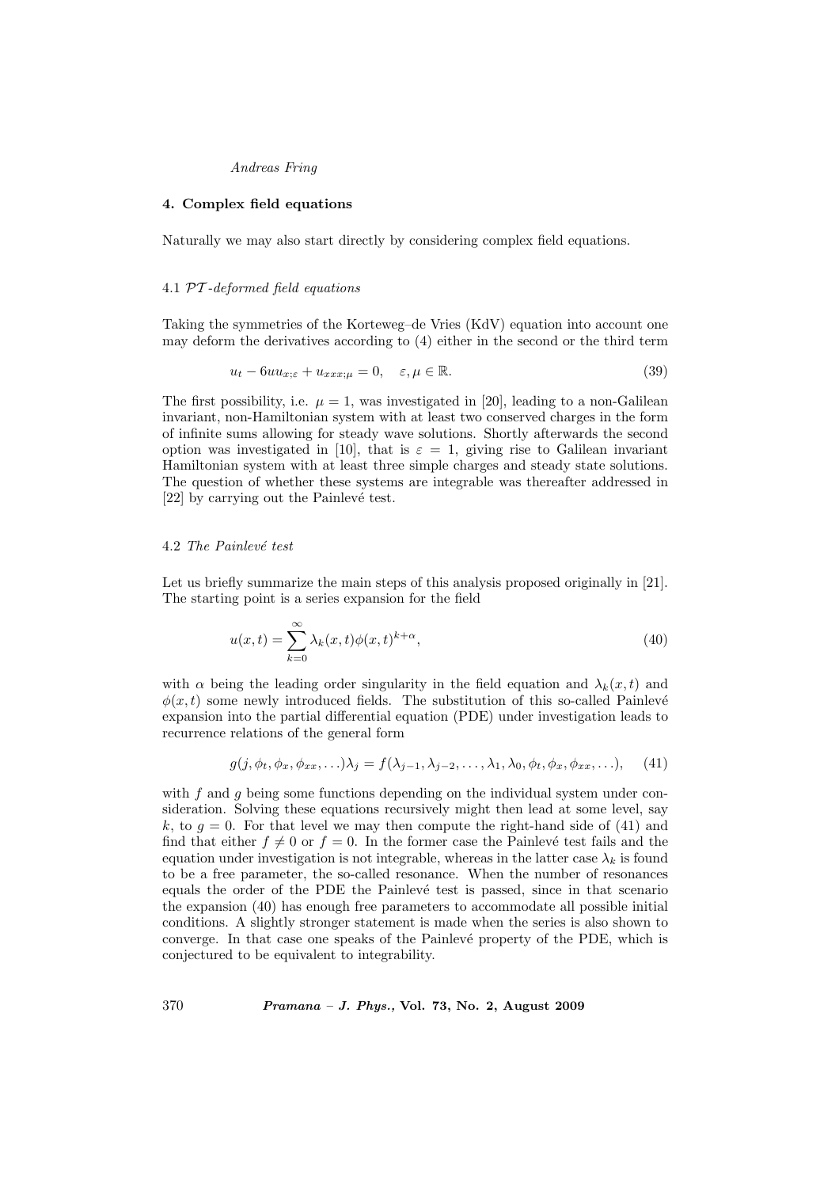## 4. Complex field equations

Naturally we may also start directly by considering complex field equations.

### 4.1 $\mathcal{PT}$-deformed field equations

Taking the symmetries of the Korteweg–de Vries (KdV) equation into account one may deform the derivatives according to (4) either in the second or the third term

$$u_t - 6uu_{x;\varepsilon} + u_{xxx;\mu} = 0, \quad \varepsilon, \mu \in \mathbb{R}. \tag{39}$$

The first possibility, i.e. $\mu = 1$, was investigated in [20], leading to a non-Galilean invariant, non-Hamiltonian system with at least two conserved charges in the form of infinite sums allowing for steady wave solutions. Shortly afterwards the second option was investigated in [10], that is $\varepsilon = 1$, giving rise to Galilean invariant Hamiltonian system with at least three simple charges and steady state solutions. The question of whether these systems are integrable was thereafter addressed in [22] by carrying out the Painlevé test.

### 4.2 *The Painlevé test*

Let us briefly summarize the main steps of this analysis proposed originally in [21]. The starting point is a series expansion for the field

$$u(x,t) = \sum_{k=0}^{\infty} \lambda_k(x,t)\phi(x,t)^{k+\alpha}, \tag{40}$$

with $\alpha$ being the leading order singularity in the field equation and $\lambda_k(x,t)$ and $\phi(x,t)$ some newly introduced fields. The substitution of this so-called Painlevé expansion into the partial differential equation (PDE) under investigation leads to recurrence relations of the general form

$$g(j, \phi_t, \phi_x, \phi_{xx}, \ldots)\lambda_j = f(\lambda_{j-1}, \lambda_{j-2}, \ldots, \lambda_1, \lambda_0, \phi_t, \phi_x, \phi_{xx}, \ldots), \tag{41}$$

with $f$ and $g$ being some functions depending on the individual system under consideration. Solving these equations recursively might then lead at some level, say $k$, to $g = 0$. For that level we may then compute the right-hand side of (41) and find that either $f \neq 0$ or $f = 0$. In the former case the Painlevé test fails and the equation under investigation is not integrable, whereas in the latter case $\lambda_k$ is found to be a free parameter, the so-called resonance. When the number of resonances equals the order of the PDE the Painlevé test is passed, since in that scenario the expansion (40) has enough free parameters to accommodate all possible initial conditions. A slightly stronger statement is made when the series is also shown to converge. In that case one speaks of the Painlevé property of the PDE, which is conjectured to be equivalent to integrability.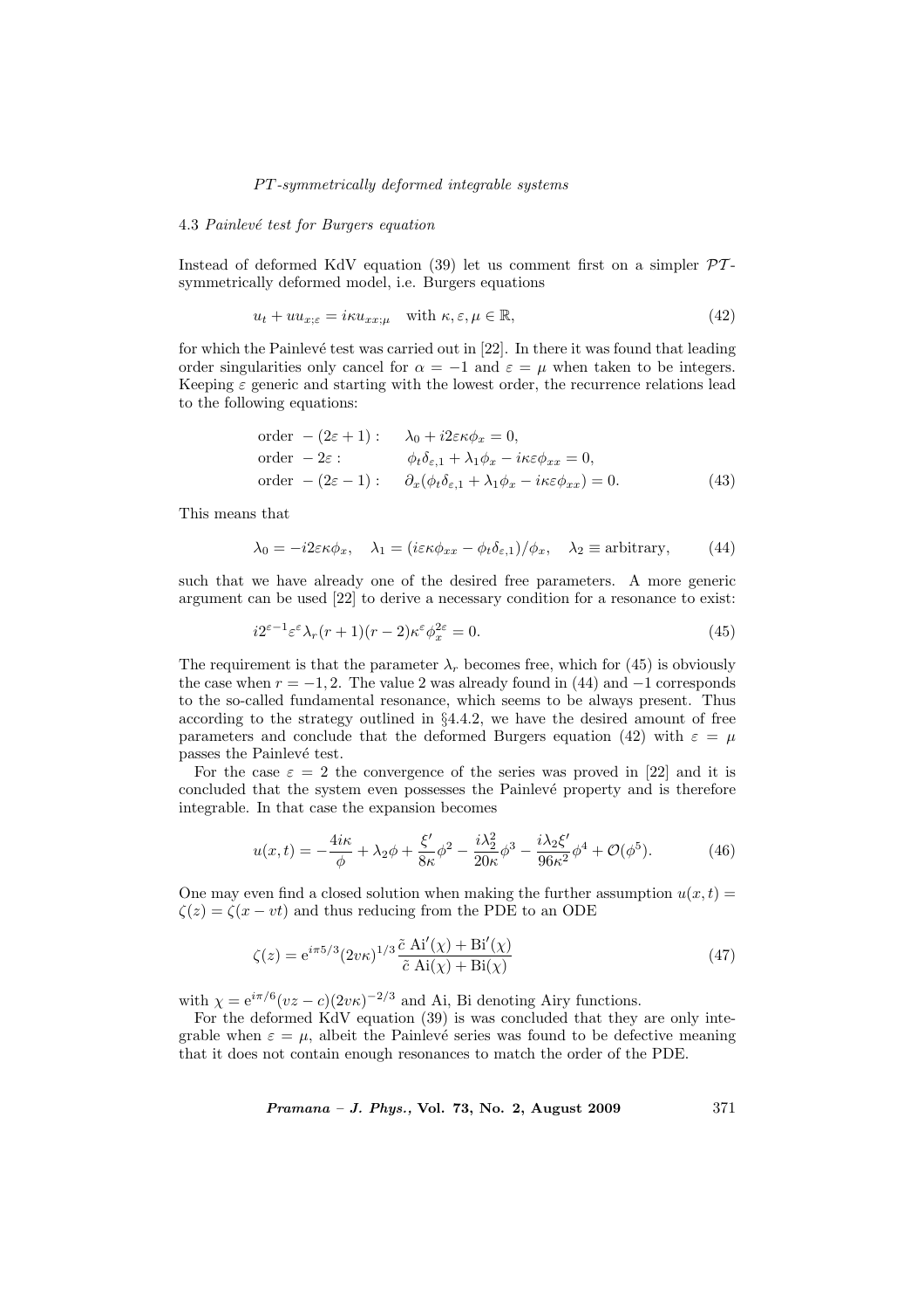### 4.3 *Painlevé test for Burgers equation*

Instead of deformed KdV equation (39) let us comment first on a simpler $\mathcal{PT}$-symmetrically deformed model, i.e. Burgers equations

$$u_t + uu_{x;\varepsilon} = i\kappa u_{xx;\mu} \quad \text{with } \kappa, \varepsilon, \mu \in \mathbb{R}, \tag{42}$$

for which the Painlevé test was carried out in [22]. In there it was found that leading order singularities only cancel for $\alpha = -1$ and $\varepsilon = \mu$ when taken to be integers. Keeping $\varepsilon$ generic and starting with the lowest order, the recurrence relations lead to the following equations:

$$\begin{aligned}
&\text{order } -(2\varepsilon+1): \quad && \lambda_0 + i2\varepsilon\kappa\phi_x = 0, \\
&\text{order } -2\varepsilon: && \phi_t\delta_{\varepsilon,1} + \lambda_1\phi_x - i\kappa\varepsilon\phi_{xx} = 0, \\
&\text{order } -(2\varepsilon-1): && \partial_x(\phi_t\delta_{\varepsilon,1} + \lambda_1\phi_x - i\kappa\varepsilon\phi_{xx}) = 0.
\end{aligned} \tag{43}$$

This means that

$$\lambda_0 = -i2\varepsilon\kappa\phi_x, \quad \lambda_1 = (i\varepsilon\kappa\phi_{xx} - \phi_t\delta_{\varepsilon,1})/\phi_x, \quad \lambda_2 \equiv \text{arbitrary}, \tag{44}$$

such that we have already one of the desired free parameters. A more generic argument can be used [22] to derive a necessary condition for a resonance to exist:

$$i2^{\varepsilon-1}\varepsilon^{\varepsilon}\lambda_r(r+1)(r-2)\kappa^{\varepsilon}\phi_x^{2\varepsilon} = 0. \tag{45}$$

The requirement is that the parameter $\lambda_r$ becomes free, which for (45) is obviously the case when $r = -1, 2$. The value 2 was already found in (44) and $-1$ corresponds to the so-called fundamental resonance, which seems to be always present. Thus according to the strategy outlined in §4.4.2, we have the desired amount of free parameters and conclude that the deformed Burgers equation (42) with $\varepsilon = \mu$ passes the Painlevé test.

For the case $\varepsilon = 2$ the convergence of the series was proved in [22] and it is concluded that the system even possesses the Painlevé property and is therefore integrable. In that case the expansion becomes

$$u(x,t) = -\frac{4i\kappa}{\phi} + \lambda_2\phi + \frac{\xi'}{8\kappa}\phi^2 - \frac{i\lambda_2^2}{20\kappa}\phi^3 - \frac{i\lambda_2\xi'}{96\kappa^2}\phi^4 + \mathcal{O}(\phi^5). \tag{46}$$

One may even find a closed solution when making the further assumption $u(x,t) = \zeta(z) = \zeta(x - vt)$ and thus reducing from the PDE to an ODE

$$\zeta(z) = \mathrm{e}^{i\pi 5/3}(2v\kappa)^{1/3}\frac{\tilde{c}\ \mathrm{Ai}'(\chi) + \mathrm{Bi}'(\chi)}{\tilde{c}\ \mathrm{Ai}(\chi) + \mathrm{Bi}(\chi)} \tag{47}$$

with $\chi = \mathrm{e}^{i\pi/6}(vz - c)(2v\kappa)^{-2/3}$ and Ai, Bi denoting Airy functions.

For the deformed KdV equation (39) is was concluded that they are only integrable when $\varepsilon = \mu$, albeit the Painlevé series was found to be defective meaning that it does not contain enough resonances to match the order of the PDE.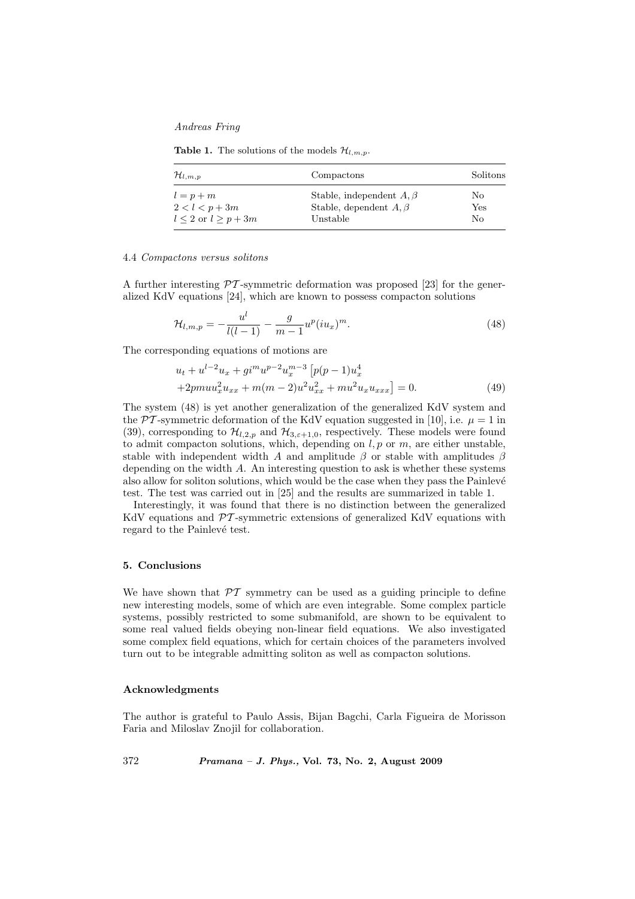**Table 1.** The solutions of the models $\mathcal{H}_{l,m,p}$.

| $\mathcal{H}_{l,m,p}$ | Compactons | Solitons |
| --- | --- | --- |
| $l = p + m$ | Stable, independent $A, \beta$ | No |
| $2 < l < p + 3m$ | Stable, dependent $A, \beta$ | Yes |
| $l \leq 2$ or $l \geq p + 3m$ | Unstable | No |

### 4.4 *Compactons versus solitons*

A further interesting $\mathcal{PT}$-symmetric deformation was proposed [23] for the generalized KdV equations [24], which are known to possess compacton solutions

$$\mathcal{H}_{l,m,p} = -\frac{u^l}{l(l-1)} - \frac{g}{m-1} u^p (iu_x)^m. \tag{48}$$

The corresponding equations of motions are

$$\begin{aligned} &u_t + u^{l-2} u_x + g i^m u^{p-2} u_x^{m-3} \left[ p(p-1) u_x^4 \right. \\ &\left. + 2pmu u_x^2 u_{xx} + m(m-2) u^2 u_{xx}^2 + m u^2 u_x u_{xxx} \right] = 0. \end{aligned} \tag{49}$$

The system (48) is yet another generalization of the generalized KdV system and the $\mathcal{PT}$-symmetric deformation of the KdV equation suggested in [10], i.e. $\mu = 1$ in (39), corresponding to $\mathcal{H}_{l,2,p}$ and $\mathcal{H}_{3,\varepsilon+1,0}$, respectively. These models were found to admit compacton solutions, which, depending on $l, p$ or $m$, are either unstable, stable with independent width $A$ and amplitude $\beta$ or stable with amplitudes $\beta$ depending on the width $A$. An interesting question to ask is whether these systems also allow for soliton solutions, which would be the case when they pass the Painlevé test. The test was carried out in [25] and the results are summarized in table 1.

Interestingly, it was found that there is no distinction between the generalized KdV equations and $\mathcal{PT}$-symmetric extensions of generalized KdV equations with regard to the Painlevé test.

## 5. Conclusions

We have shown that $\mathcal{PT}$ symmetry can be used as a guiding principle to define new interesting models, some of which are even integrable. Some complex particle systems, possibly restricted to some submanifold, are shown to be equivalent to some real valued fields obeying non-linear field equations. We also investigated some complex field equations, which for certain choices of the parameters involved turn out to be integrable admitting soliton as well as compacton solutions.

## Acknowledgments

The author is grateful to Paulo Assis, Bijan Bagchi, Carla Figueira de Morisson Faria and Miloslav Znojil for collaboration.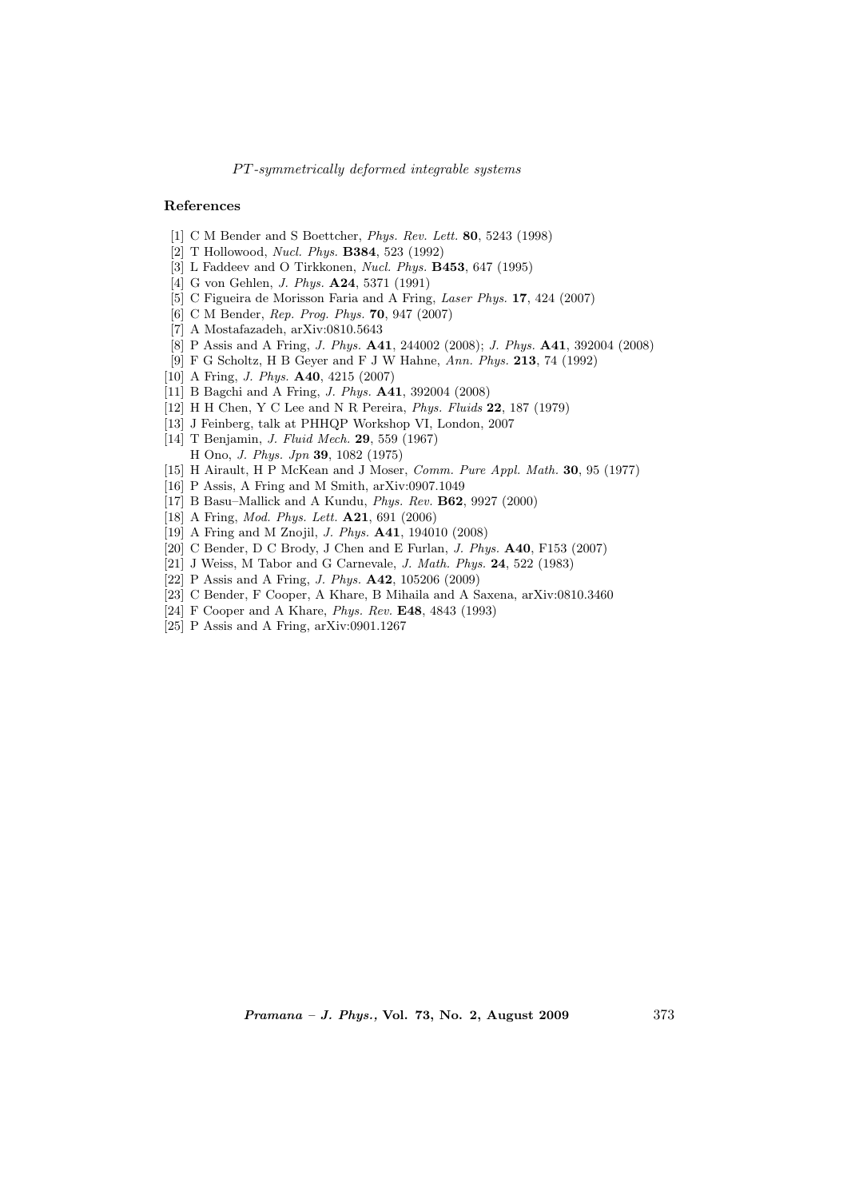## References

[1] C M Bender and S Boettcher, *Phys. Rev. Lett.* **80**, 5243 (1998)
[2] T Hollowood, *Nucl. Phys.* **B384**, 523 (1992)
[3] L Faddeev and O Tirkkonen, *Nucl. Phys.* **B453**, 647 (1995)
[4] G von Gehlen, *J. Phys.* **A24**, 5371 (1991)
[5] C Figueira de Morisson Faria and A Fring, *Laser Phys.* **17**, 424 (2007)
[6] C M Bender, *Rep. Prog. Phys.* **70**, 947 (2007)
[7] A Mostafazadeh, arXiv:0810.5643
[8] P Assis and A Fring, *J. Phys.* **A41**, 244002 (2008); *J. Phys.* **A41**, 392004 (2008)
[9] F G Scholtz, H B Geyer and F J W Hahne, *Ann. Phys.* **213**, 74 (1992)
[10] A Fring, *J. Phys.* **A40**, 4215 (2007)
[11] B Bagchi and A Fring, *J. Phys.* **A41**, 392004 (2008)
[12] H H Chen, Y C Lee and N R Pereira, *Phys. Fluids* **22**, 187 (1979)
[13] J Feinberg, talk at PHHQP Workshop VI, London, 2007
[14] T Benjamin, *J. Fluid Mech.* **29**, 559 (1967)
H Ono, *J. Phys. Jpn* **39**, 1082 (1975)
[15] H Airault, H P McKean and J Moser, *Comm. Pure Appl. Math.* **30**, 95 (1977)
[16] P Assis, A Fring and M Smith, arXiv:0907.1049
[17] B Basu–Mallick and A Kundu, *Phys. Rev.* **B62**, 9927 (2000)
[18] A Fring, *Mod. Phys. Lett.* **A21**, 691 (2006)
[19] A Fring and M Znojil, *J. Phys.* **A41**, 194010 (2008)
[20] C Bender, D C Brody, J Chen and E Furlan, *J. Phys.* **A40**, F153 (2007)
[21] J Weiss, M Tabor and G Carnevale, *J. Math. Phys.* **24**, 522 (1983)
[22] P Assis and A Fring, *J. Phys.* **A42**, 105206 (2009)
[23] C Bender, F Cooper, A Khare, B Mihaila and A Saxena, arXiv:0810.3460
[24] F Cooper and A Khare, *Phys. Rev.* **E48**, 4843 (1993)
[25] P Assis and A Fring, arXiv:0901.1267